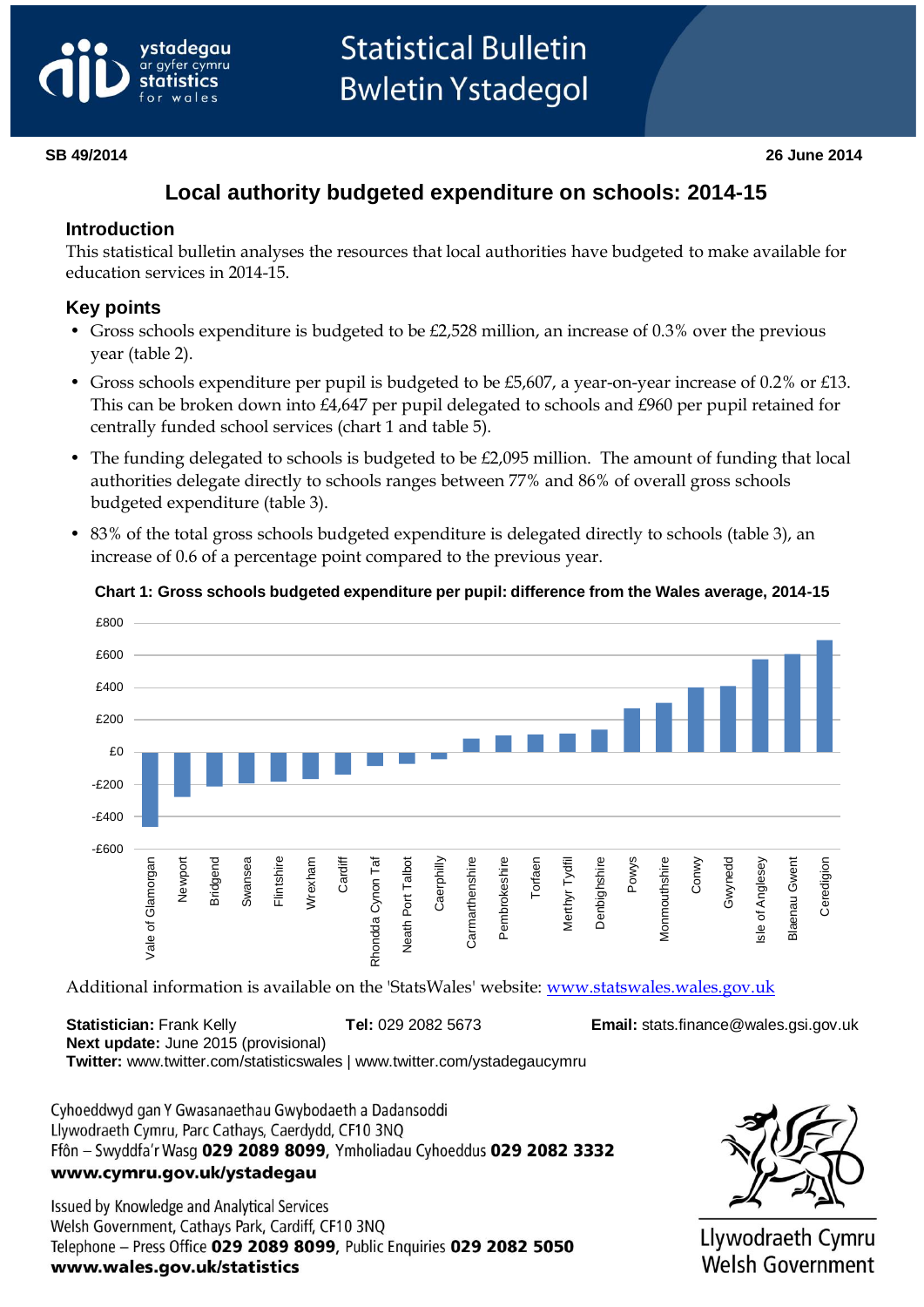# Statistical Bulletin
# Bwletin Ystadegol

**SB 49/2014** **26 June 2014**

## Local authority budgeted expenditure on schools: 2014-15

### Introduction

This statistical bulletin analyses the resources that local authorities have budgeted to make available for education services in 2014-15.

### Key points

- Gross schools expenditure is budgeted to be £2,528 million, an increase of 0.3% over the previous year (table 2).
- Gross schools expenditure per pupil is budgeted to be £5,607, a year-on-year increase of 0.2% or £13. This can be broken down into £4,647 per pupil delegated to schools and £960 per pupil retained for centrally funded school services (chart 1 and table 5).
- The funding delegated to schools is budgeted to be £2,095 million. The amount of funding that local authorities delegate directly to schools ranges between 77% and 86% of overall gross schools budgeted expenditure (table 3).
- 83% of the total gross schools budgeted expenditure is delegated directly to schools (table 3), an increase of 0.6 of a percentage point compared to the previous year.

**Chart 1: Gross schools budgeted expenditure per pupil: difference from the Wales average, 2014-15**

Vale of Glamorgan, Newport, Bridgend, Swansea, Flintshire, Wrexham, Cardiff, Rhondda Cynon Taf, Neath Port Talbot, Caerphilly, Carmarthenshire, Pembrokeshire, Torfaen, Merthyr Tydfil, Denbighshire, Powys, Monmouthshire, Conwy, Gwynedd, Isle of Anglesey, Blaenau Gwent, Ceredigion

Additional information is available on the 'StatsWales' website: www.statswales.wales.gov.uk

**Statistician:** Frank Kelly **Tel:** 029 2082 5673 **Email:** stats.finance@wales.gsi.gov.uk
**Next update:** June 2015 (provisional)
**Twitter:** www.twitter.com/statisticswales | www.twitter.com/ystadegaucymru

Cyhoeddwyd gan Y Gwasanaethau Gwybodaeth a Dadansoddi
Llywodraeth Cymru, Parc Cathays, Caerdydd, CF10 3NQ
Ffôn – Swyddfa'r Wasg **029 2089 8099**, Ymholiadau Cyhoeddus **029 2082 3332**
**www.cymru.gov.uk/ystadegau**

Issued by Knowledge and Analytical Services
Welsh Government, Cathays Park, Cardiff, CF10 3NQ
Telephone – Press Office **029 2089 8099**, Public Enquiries **029 2082 5050**
**www.wales.gov.uk/statistics**

Llywodraeth Cymru
Welsh Government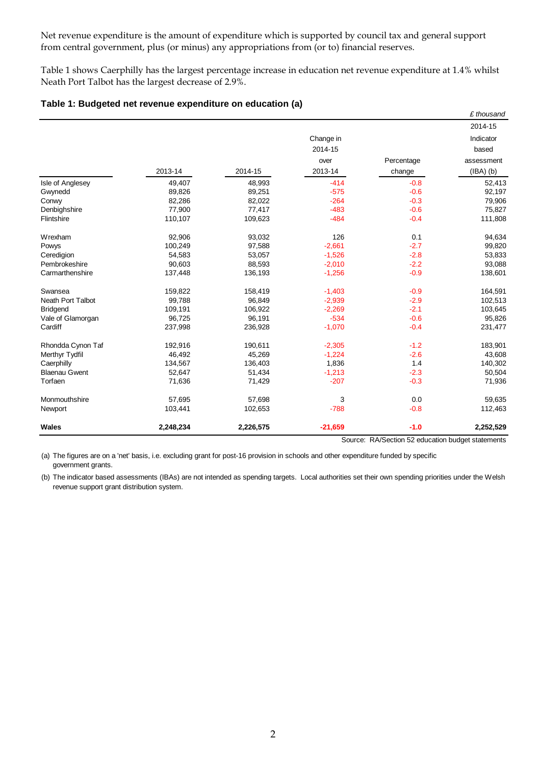Net revenue expenditure is the amount of expenditure which is supported by council tax and general support from central government, plus (or minus) any appropriations from (or to) financial reserves.

Table 1 shows Caerphilly has the largest percentage increase in education net revenue expenditure at 1.4% whilst Neath Port Talbot has the largest decrease of 2.9%.

### Table 1: Budgeted net revenue expenditure on education (a)

*£ thousand*

| | 2013-14 | 2014-15 | Change in 2014-15 over 2013-14 | Percentage change | 2014-15 Indicator based assessment (IBA) (b) |
|---|---|---|---|---|---|
| Isle of Anglesey | 49,407 | 48,993 | -414 | -0.8 | 52,413 |
| Gwynedd | 89,826 | 89,251 | -575 | -0.6 | 92,197 |
| Conwy | 82,286 | 82,022 | -264 | -0.3 | 79,906 |
| Denbighshire | 77,900 | 77,417 | -483 | -0.6 | 75,827 |
| Flintshire | 110,107 | 109,623 | -484 | -0.4 | 111,808 |
| Wrexham | 92,906 | 93,032 | 126 | 0.1 | 94,634 |
| Powys | 100,249 | 97,588 | -2,661 | -2.7 | 99,820 |
| Ceredigion | 54,583 | 53,057 | -1,526 | -2.8 | 53,833 |
| Pembrokeshire | 90,603 | 88,593 | -2,010 | -2.2 | 93,088 |
| Carmarthenshire | 137,448 | 136,193 | -1,256 | -0.9 | 138,601 |
| Swansea | 159,822 | 158,419 | -1,403 | -0.9 | 164,591 |
| Neath Port Talbot | 99,788 | 96,849 | -2,939 | -2.9 | 102,513 |
| Bridgend | 109,191 | 106,922 | -2,269 | -2.1 | 103,645 |
| Vale of Glamorgan | 96,725 | 96,191 | -534 | -0.6 | 95,826 |
| Cardiff | 237,998 | 236,928 | -1,070 | -0.4 | 231,477 |
| Rhondda Cynon Taf | 192,916 | 190,611 | -2,305 | -1.2 | 183,901 |
| Merthyr Tydfil | 46,492 | 45,269 | -1,224 | -2.6 | 43,608 |
| Caerphilly | 134,567 | 136,403 | 1,836 | 1.4 | 140,302 |
| Blaenau Gwent | 52,647 | 51,434 | -1,213 | -2.3 | 50,504 |
| Torfaen | 71,636 | 71,429 | -207 | -0.3 | 71,936 |
| Monmouthshire | 57,695 | 57,698 | 3 | 0.0 | 59,635 |
| Newport | 103,441 | 102,653 | -788 | -0.8 | 112,463 |
| **Wales** | **2,248,234** | **2,226,575** | **-21,659** | **-1.0** | **2,252,529** |

Source: RA/Section 52 education budget statements

(a) The figures are on a 'net' basis, i.e. excluding grant for post-16 provision in schools and other expenditure funded by specific government grants.

(b) The indicator based assessments (IBAs) are not intended as spending targets. Local authorities set their own spending priorities under the Welsh revenue support grant distribution system.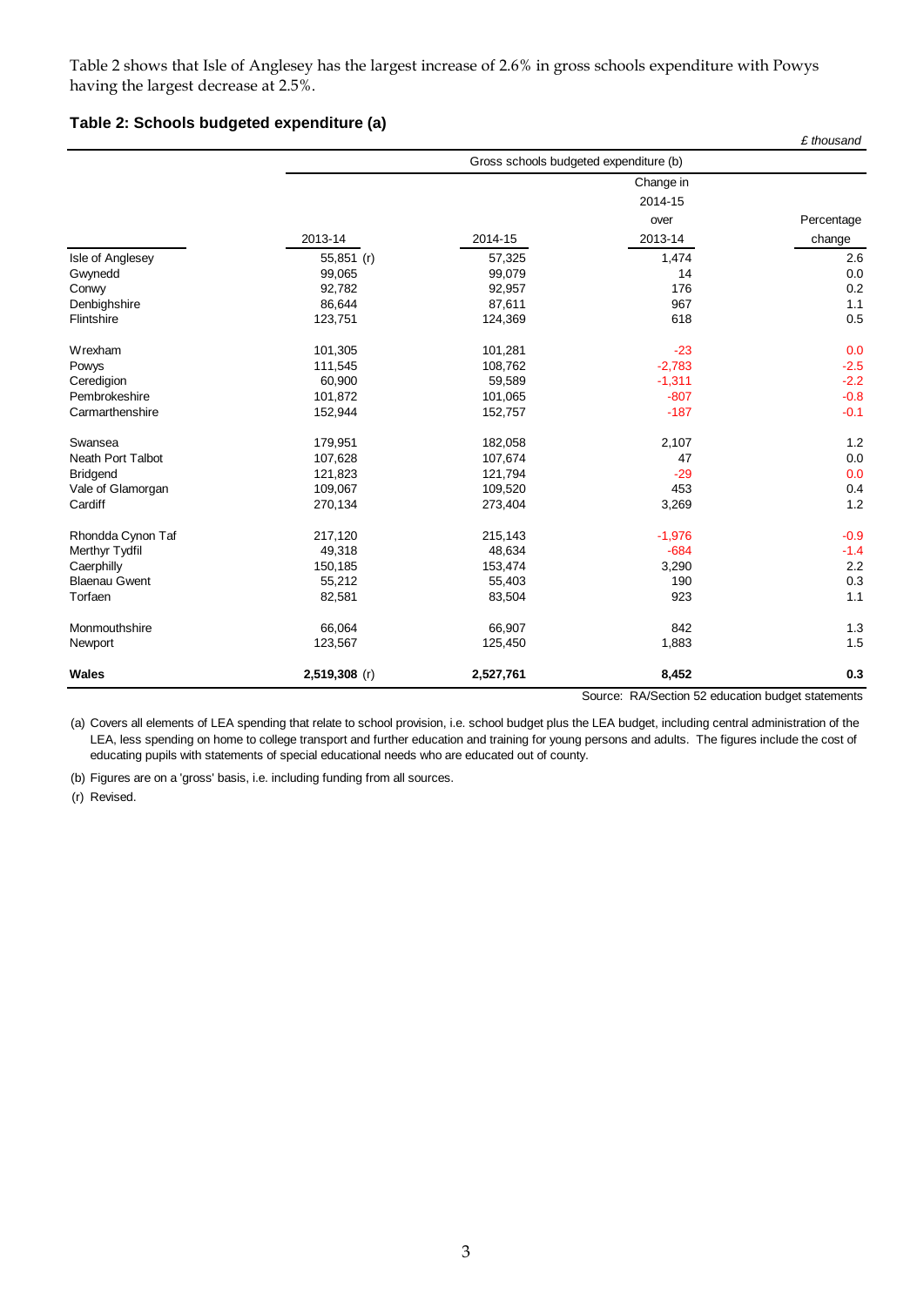Table 2 shows that Isle of Anglesey has the largest increase of 2.6% in gross schools expenditure with Powys having the largest decrease at 2.5%.

### Table 2: Schools budgeted expenditure (a)

*£ thousand*

| | Gross schools budgeted expenditure (b) | | | |
|---|---|---|---|---|
| | 2013-14 | 2014-15 | Change in 2014-15 over 2013-14 | Percentage change |
| Isle of Anglesey | 55,851 (r) | 57,325 | 1,474 | 2.6 |
| Gwynedd | 99,065 | 99,079 | 14 | 0.0 |
| Conwy | 92,782 | 92,957 | 176 | 0.2 |
| Denbighshire | 86,644 | 87,611 | 967 | 1.1 |
| Flintshire | 123,751 | 124,369 | 618 | 0.5 |
| Wrexham | 101,305 | 101,281 | -23 | 0.0 |
| Powys | 111,545 | 108,762 | -2,783 | -2.5 |
| Ceredigion | 60,900 | 59,589 | -1,311 | -2.2 |
| Pembrokeshire | 101,872 | 101,065 | -807 | -0.8 |
| Carmarthenshire | 152,944 | 152,757 | -187 | -0.1 |
| Swansea | 179,951 | 182,058 | 2,107 | 1.2 |
| Neath Port Talbot | 107,628 | 107,674 | 47 | 0.0 |
| Bridgend | 121,823 | 121,794 | -29 | 0.0 |
| Vale of Glamorgan | 109,067 | 109,520 | 453 | 0.4 |
| Cardiff | 270,134 | 273,404 | 3,269 | 1.2 |
| Rhondda Cynon Taf | 217,120 | 215,143 | -1,976 | -0.9 |
| Merthyr Tydfil | 49,318 | 48,634 | -684 | -1.4 |
| Caerphilly | 150,185 | 153,474 | 3,290 | 2.2 |
| Blaenau Gwent | 55,212 | 55,403 | 190 | 0.3 |
| Torfaen | 82,581 | 83,504 | 923 | 1.1 |
| Monmouthshire | 66,064 | 66,907 | 842 | 1.3 |
| Newport | 123,567 | 125,450 | 1,883 | 1.5 |
| **Wales** | **2,519,308** (r) | **2,527,761** | **8,452** | **0.3** |

Source: RA/Section 52 education budget statements

(a) Covers all elements of LEA spending that relate to school provision, i.e. school budget plus the LEA budget, including central administration of the LEA, less spending on home to college transport and further education and training for young persons and adults. The figures include the cost of educating pupils with statements of special educational needs who are educated out of county.

(b) Figures are on a 'gross' basis, i.e. including funding from all sources.

(r) Revised.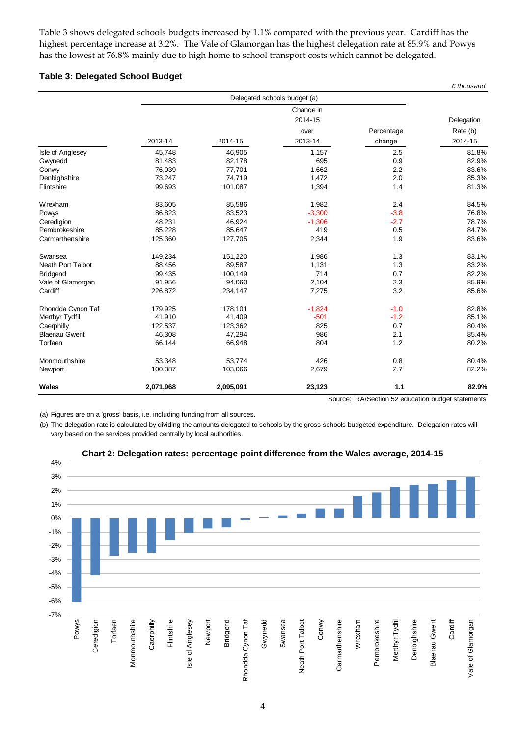Table 3 shows delegated schools budgets increased by 1.1% compared with the previous year. Cardiff has the highest percentage increase at 3.2%. The Vale of Glamorgan has the highest delegation rate at 85.9% and Powys has the lowest at 76.8% mainly due to high home to school transport costs which cannot be delegated.

### Table 3: Delegated School Budget

*£ thousand*

| | Delegated schools budget (a) | | | | |
|---|---|---|---|---|---|
| | 2013-14 | 2014-15 | Change in 2014-15 over 2013-14 | Percentage change | Delegation Rate (b) 2014-15 |
| Isle of Anglesey | 45,748 | 46,905 | 1,157 | 2.5 | 81.8% |
| Gwynedd | 81,483 | 82,178 | 695 | 0.9 | 82.9% |
| Conwy | 76,039 | 77,701 | 1,662 | 2.2 | 83.6% |
| Denbighshire | 73,247 | 74,719 | 1,472 | 2.0 | 85.3% |
| Flintshire | 99,693 | 101,087 | 1,394 | 1.4 | 81.3% |
| Wrexham | 83,605 | 85,586 | 1,982 | 2.4 | 84.5% |
| Powys | 86,823 | 83,523 | -3,300 | -3.8 | 76.8% |
| Ceredigion | 48,231 | 46,924 | -1,306 | -2.7 | 78.7% |
| Pembrokeshire | 85,228 | 85,647 | 419 | 0.5 | 84.7% |
| Carmarthenshire | 125,360 | 127,705 | 2,344 | 1.9 | 83.6% |
| Swansea | 149,234 | 151,220 | 1,986 | 1.3 | 83.1% |
| Neath Port Talbot | 88,456 | 89,587 | 1,131 | 1.3 | 83.2% |
| Bridgend | 99,435 | 100,149 | 714 | 0.7 | 82.2% |
| Vale of Glamorgan | 91,956 | 94,060 | 2,104 | 2.3 | 85.9% |
| Cardiff | 226,872 | 234,147 | 7,275 | 3.2 | 85.6% |
| Rhondda Cynon Taf | 179,925 | 178,101 | -1,824 | -1.0 | 82.8% |
| Merthyr Tydfil | 41,910 | 41,409 | -501 | -1.2 | 85.1% |
| Caerphilly | 122,537 | 123,362 | 825 | 0.7 | 80.4% |
| Blaenau Gwent | 46,308 | 47,294 | 986 | 2.1 | 85.4% |
| Torfaen | 66,144 | 66,948 | 804 | 1.2 | 80.2% |
| Monmouthshire | 53,348 | 53,774 | 426 | 0.8 | 80.4% |
| Newport | 100,387 | 103,066 | 2,679 | 2.7 | 82.2% |
| **Wales** | **2,071,968** | **2,095,091** | **23,123** | **1.1** | **82.9%** |

Source: RA/Section 52 education budget statements

(a) Figures are on a 'gross' basis, i.e. including funding from all sources.

(b) The delegation rate is calculated by dividing the amounts delegated to schools by the gross schools budgeted expenditure. Delegation rates will vary based on the services provided centrally by local authorities.

**Chart 2: Delegation rates: percentage point difference from the Wales average, 2014-15**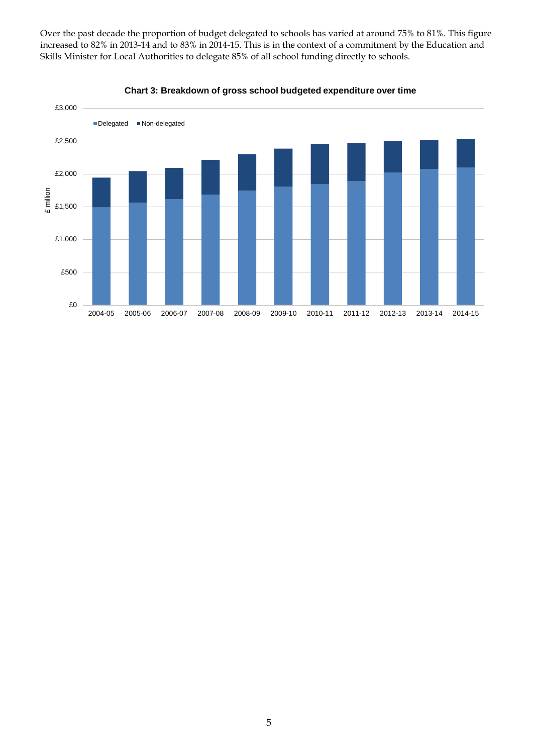Over the past decade the proportion of budget delegated to schools has varied at around 75% to 81%. This figure increased to 82% in 2013-14 and to 83% in 2014-15. This is in the context of a commitment by the Education and Skills Minister for Local Authorities to delegate 85% of all school funding directly to schools.

**Chart 3: Breakdown of gross school budgeted expenditure over time**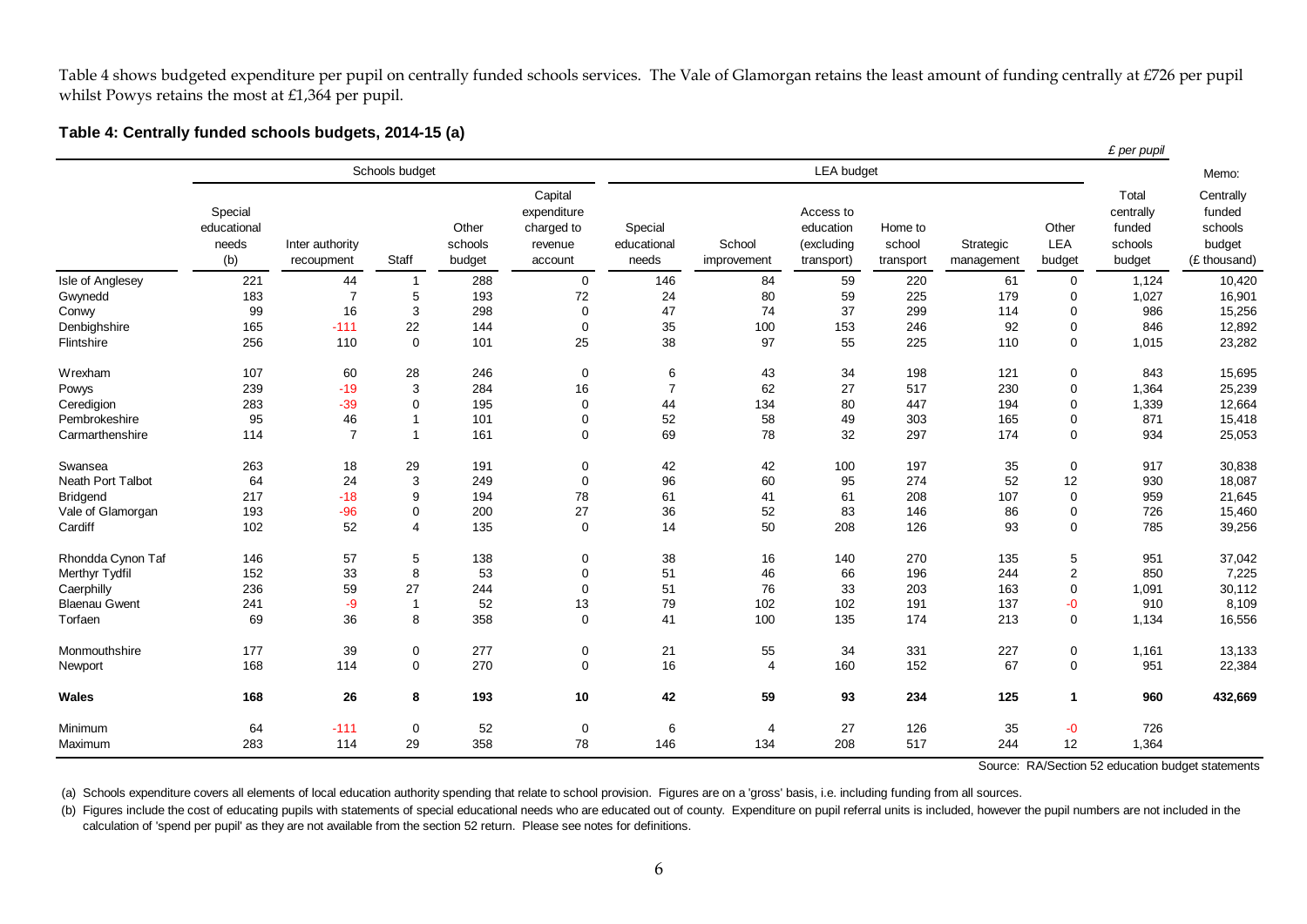Table 4 shows budgeted expenditure per pupil on centrally funded schools services. The Vale of Glamorgan retains the least amount of funding centrally at £726 per pupil whilst Powys retains the most at £1,364 per pupil.

**Table 4: Centrally funded schools budgets, 2014-15 (a)**

*£ per pupil*

| | Schools budget | | | | | LEA budget | | | | | | | Memo: |
|---|---|---|---|---|---|---|---|---|---|---|---|---|---|
| | Special educational needs (b) | Inter authority recoupment | Staff | Other schools budget | Capital expenditure charged to revenue account | Special educational needs | School improvement | Access to education (excluding transport) | Home to school transport | Strategic management | Other LEA budget | Total centrally funded schools budget | Centrally funded schools budget (£ thousand) |
| Isle of Anglesey | 221 | 44 | 1 | 288 | 0 | 146 | 84 | 59 | 220 | 61 | 0 | 1,124 | 10,420 |
| Gwynedd | 183 | 7 | 5 | 193 | 72 | 24 | 80 | 59 | 225 | 179 | 0 | 1,027 | 16,901 |
| Conwy | 99 | 16 | 3 | 298 | 0 | 47 | 74 | 37 | 299 | 114 | 0 | 986 | 15,256 |
| Denbighshire | 165 | -111 | 22 | 144 | 0 | 35 | 100 | 153 | 246 | 92 | 0 | 846 | 12,892 |
| Flintshire | 256 | 110 | 0 | 101 | 25 | 38 | 97 | 55 | 225 | 110 | 0 | 1,015 | 23,282 |
| Wrexham | 107 | 60 | 28 | 246 | 0 | 6 | 43 | 34 | 198 | 121 | 0 | 843 | 15,695 |
| Powys | 239 | -19 | 3 | 284 | 16 | 7 | 62 | 27 | 517 | 230 | 0 | 1,364 | 25,239 |
| Ceredigion | 283 | -39 | 0 | 195 | 0 | 44 | 134 | 80 | 447 | 194 | 0 | 1,339 | 12,664 |
| Pembrokeshire | 95 | 46 | 1 | 101 | 0 | 52 | 58 | 49 | 303 | 165 | 0 | 871 | 15,418 |
| Carmarthenshire | 114 | 7 | 1 | 161 | 0 | 69 | 78 | 32 | 297 | 174 | 0 | 934 | 25,053 |
| Swansea | 263 | 18 | 29 | 191 | 0 | 42 | 42 | 100 | 197 | 35 | 0 | 917 | 30,838 |
| Neath Port Talbot | 64 | 24 | 3 | 249 | 0 | 96 | 60 | 95 | 274 | 52 | 12 | 930 | 18,087 |
| Bridgend | 217 | -18 | 9 | 194 | 78 | 61 | 41 | 61 | 208 | 107 | 0 | 959 | 21,645 |
| Vale of Glamorgan | 193 | -96 | 0 | 200 | 27 | 36 | 52 | 83 | 146 | 86 | 0 | 726 | 15,460 |
| Cardiff | 102 | 52 | 4 | 135 | 0 | 14 | 50 | 208 | 126 | 93 | 0 | 785 | 39,256 |
| Rhondda Cynon Taf | 146 | 57 | 5 | 138 | 0 | 38 | 16 | 140 | 270 | 135 | 5 | 951 | 37,042 |
| Merthyr Tydfil | 152 | 33 | 8 | 53 | 0 | 51 | 46 | 66 | 196 | 244 | 2 | 850 | 7,225 |
| Caerphilly | 236 | 59 | 27 | 244 | 0 | 51 | 76 | 33 | 203 | 163 | 0 | 1,091 | 30,112 |
| Blaenau Gwent | 241 | -9 | 1 | 52 | 13 | 79 | 102 | 102 | 191 | 137 | -0 | 910 | 8,109 |
| Torfaen | 69 | 36 | 8 | 358 | 0 | 41 | 100 | 135 | 174 | 213 | 0 | 1,134 | 16,556 |
| Monmouthshire | 177 | 39 | 0 | 277 | 0 | 21 | 55 | 34 | 331 | 227 | 0 | 1,161 | 13,133 |
| Newport | 168 | 114 | 0 | 270 | 0 | 16 | 4 | 160 | 152 | 67 | 0 | 951 | 22,384 |
| **Wales** | **168** | **26** | **8** | **193** | **10** | **42** | **59** | **93** | **234** | **125** | **1** | **960** | **432,669** |
| Minimum | 64 | -111 | 0 | 52 | 0 | 6 | 4 | 27 | 126 | 35 | -0 | 726 | |
| Maximum | 283 | 114 | 29 | 358 | 78 | 146 | 134 | 208 | 517 | 244 | 12 | 1,364 | |

Source: RA/Section 52 education budget statements

(a) Schools expenditure covers all elements of local education authority spending that relate to school provision. Figures are on a 'gross' basis, i.e. including funding from all sources.

(b) Figures include the cost of educating pupils with statements of special educational needs who are educated out of county. Expenditure on pupil referral units is included, however the pupil numbers are not included in the calculation of 'spend per pupil' as they are not available from the section 52 return. Please see notes for definitions.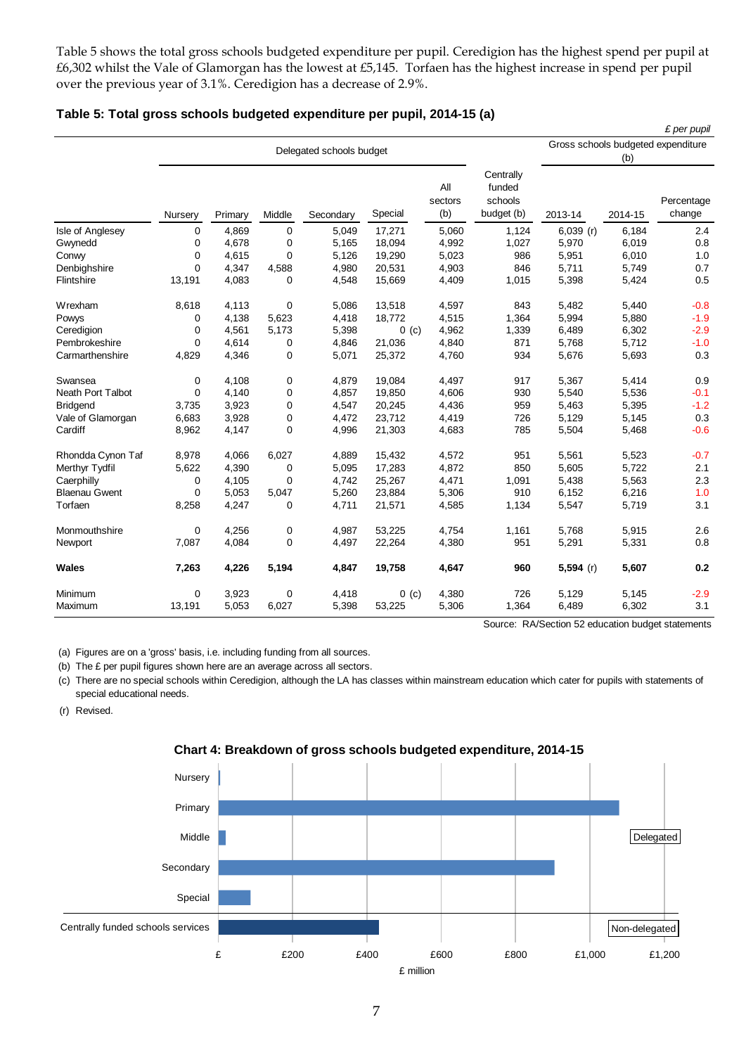Table 5 shows the total gross schools budgeted expenditure per pupil. Ceredigion has the highest spend per pupil at £6,302 whilst the Vale of Glamorgan has the lowest at £5,145. Torfaen has the highest increase in spend per pupil over the previous year of 3.1%. Ceredigion has a decrease of 2.9%.

### Table 5: Total gross schools budgeted expenditure per pupil, 2014-15 (a)

*£ per pupil*

| | Delegated schools budget | | | | | | | Gross schools budgeted expenditure (b) | | |
|---|---|---|---|---|---|---|---|---|---|---|
| | Nursery | Primary | Middle | Secondary | Special | All sectors (b) | Centrally funded schools budget (b) | 2013-14 | 2014-15 | Percentage change |
| Isle of Anglesey | 0 | 4,869 | 0 | 5,049 | 17,271 | 5,060 | 1,124 | 6,039 (r) | 6,184 | 2.4 |
| Gwynedd | 0 | 4,678 | 0 | 5,165 | 18,094 | 4,992 | 1,027 | 5,970 | 6,019 | 0.8 |
| Conwy | 0 | 4,615 | 0 | 5,126 | 19,290 | 5,023 | 986 | 5,951 | 6,010 | 1.0 |
| Denbighshire | 0 | 4,347 | 4,588 | 4,980 | 20,531 | 4,903 | 846 | 5,711 | 5,749 | 0.7 |
| Flintshire | 13,191 | 4,083 | 0 | 4,548 | 15,669 | 4,409 | 1,015 | 5,398 | 5,424 | 0.5 |
| Wrexham | 8,618 | 4,113 | 0 | 5,086 | 13,518 | 4,597 | 843 | 5,482 | 5,440 | -0.8 |
| Powys | 0 | 4,138 | 5,623 | 4,418 | 18,772 | 4,515 | 1,364 | 5,994 | 5,880 | -1.9 |
| Ceredigion | 0 | 4,561 | 5,173 | 5,398 | 0 (c) | 4,962 | 1,339 | 6,489 | 6,302 | -2.9 |
| Pembrokeshire | 0 | 4,614 | 0 | 4,846 | 21,036 | 4,840 | 871 | 5,768 | 5,712 | -1.0 |
| Carmarthenshire | 4,829 | 4,346 | 0 | 5,071 | 25,372 | 4,760 | 934 | 5,676 | 5,693 | 0.3 |
| Swansea | 0 | 4,108 | 0 | 4,879 | 19,084 | 4,497 | 917 | 5,367 | 5,414 | 0.9 |
| Neath Port Talbot | 0 | 4,140 | 0 | 4,857 | 19,850 | 4,606 | 930 | 5,540 | 5,536 | -0.1 |
| Bridgend | 3,735 | 3,923 | 0 | 4,547 | 20,245 | 4,436 | 959 | 5,463 | 5,395 | -1.2 |
| Vale of Glamorgan | 6,683 | 3,928 | 0 | 4,472 | 23,712 | 4,419 | 726 | 5,129 | 5,145 | 0.3 |
| Cardiff | 8,962 | 4,147 | 0 | 4,996 | 21,303 | 4,683 | 785 | 5,504 | 5,468 | -0.6 |
| Rhondda Cynon Taf | 8,978 | 4,066 | 6,027 | 4,889 | 15,432 | 4,572 | 951 | 5,561 | 5,523 | -0.7 |
| Merthyr Tydfil | 5,622 | 4,390 | 0 | 5,095 | 17,283 | 4,872 | 850 | 5,605 | 5,722 | 2.1 |
| Caerphilly | 0 | 4,105 | 0 | 4,742 | 25,267 | 4,471 | 1,091 | 5,438 | 5,563 | 2.3 |
| Blaenau Gwent | 0 | 5,053 | 5,047 | 5,260 | 23,884 | 5,306 | 910 | 6,152 | 6,216 | 1.0 |
| Torfaen | 8,258 | 4,247 | 0 | 4,711 | 21,571 | 4,585 | 1,134 | 5,547 | 5,719 | 3.1 |
| Monmouthshire | 0 | 4,256 | 0 | 4,987 | 53,225 | 4,754 | 1,161 | 5,768 | 5,915 | 2.6 |
| Newport | 7,087 | 4,084 | 0 | 4,497 | 22,264 | 4,380 | 951 | 5,291 | 5,331 | 0.8 |
| **Wales** | **7,263** | **4,226** | **5,194** | **4,847** | **19,758** | **4,647** | **960** | **5,594** (r) | **5,607** | **0.2** |
| Minimum | 0 | 3,923 | 0 | 4,418 | 0 (c) | 4,380 | 726 | 5,129 | 5,145 | -2.9 |
| Maximum | 13,191 | 5,053 | 6,027 | 5,398 | 53,225 | 5,306 | 1,364 | 6,489 | 6,302 | 3.1 |

Source: RA/Section 52 education budget statements

(a) Figures are on a 'gross' basis, i.e. including funding from all sources.
(b) The £ per pupil figures shown here are an average across all sectors.
(c) There are no special schools within Ceredigion, although the LA has classes within mainstream education which cater for pupils with statements of special educational needs.
(r) Revised.

### Chart 4: Breakdown of gross schools budgeted expenditure, 2014-15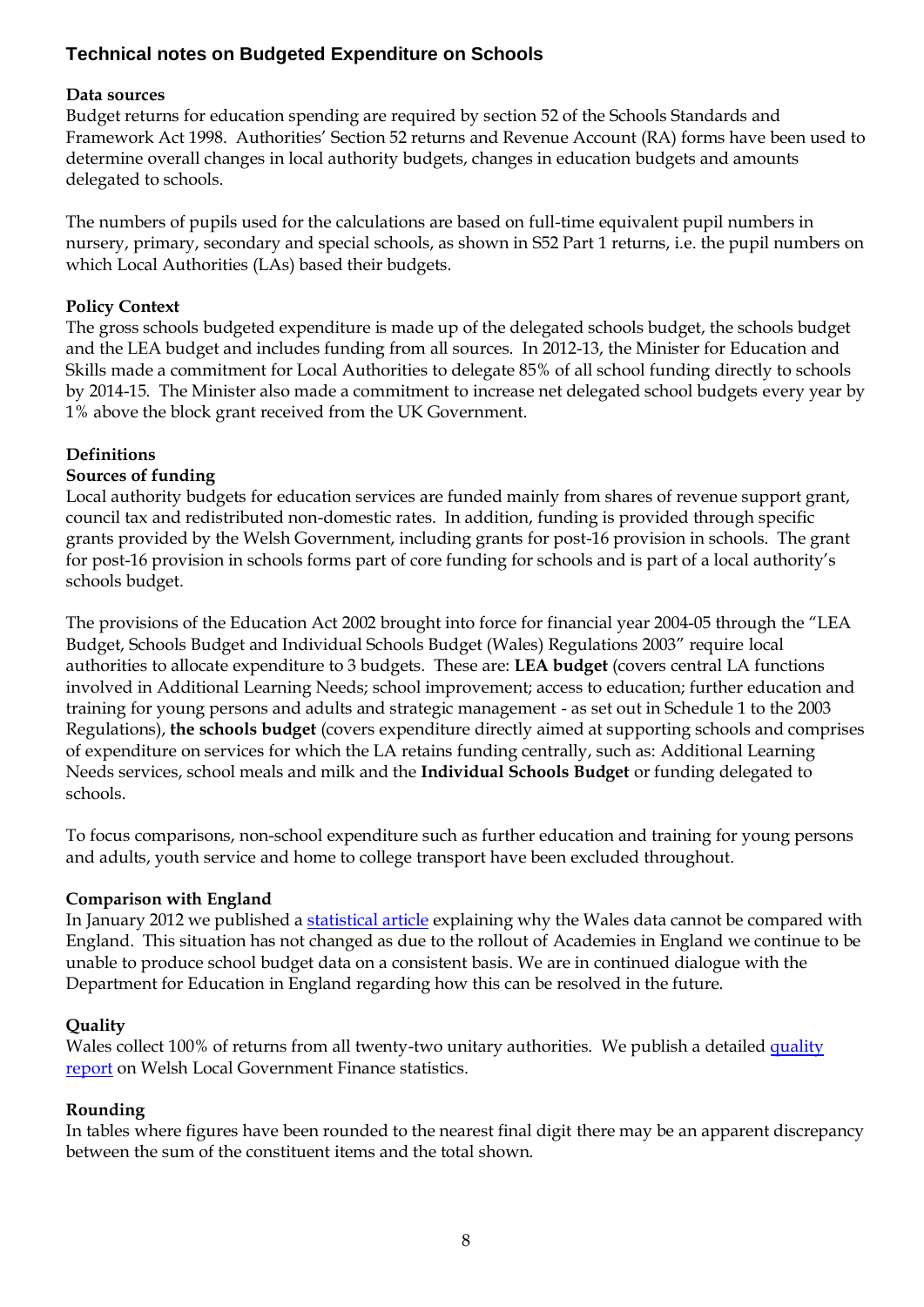## Technical notes on Budgeted Expenditure on Schools

**Data sources**

Budget returns for education spending are required by section 52 of the Schools Standards and Framework Act 1998. Authorities' Section 52 returns and Revenue Account (RA) forms have been used to determine overall changes in local authority budgets, changes in education budgets and amounts delegated to schools.

The numbers of pupils used for the calculations are based on full-time equivalent pupil numbers in nursery, primary, secondary and special schools, as shown in S52 Part 1 returns, i.e. the pupil numbers on which Local Authorities (LAs) based their budgets.

**Policy Context**

The gross schools budgeted expenditure is made up of the delegated schools budget, the schools budget and the LEA budget and includes funding from all sources. In 2012-13, the Minister for Education and Skills made a commitment for Local Authorities to delegate 85% of all school funding directly to schools by 2014-15. The Minister also made a commitment to increase net delegated school budgets every year by 1% above the block grant received from the UK Government.

**Definitions**

**Sources of funding**

Local authority budgets for education services are funded mainly from shares of revenue support grant, council tax and redistributed non-domestic rates. In addition, funding is provided through specific grants provided by the Welsh Government, including grants for post-16 provision in schools. The grant for post-16 provision in schools forms part of core funding for schools and is part of a local authority's schools budget.

The provisions of the Education Act 2002 brought into force for financial year 2004-05 through the "LEA Budget, Schools Budget and Individual Schools Budget (Wales) Regulations 2003" require local authorities to allocate expenditure to 3 budgets. These are: **LEA budget** (covers central LA functions involved in Additional Learning Needs; school improvement; access to education; further education and training for young persons and adults and strategic management - as set out in Schedule 1 to the 2003 Regulations), **the schools budget** (covers expenditure directly aimed at supporting schools and comprises of expenditure on services for which the LA retains funding centrally, such as: Additional Learning Needs services, school meals and milk and the **Individual Schools Budget** or funding delegated to schools.

To focus comparisons, non-school expenditure such as further education and training for young persons and adults, youth service and home to college transport have been excluded throughout.

**Comparison with England**

In January 2012 we published a [statistical article] explaining why the Wales data cannot be compared with England. This situation has not changed as due to the rollout of Academies in England we continue to be unable to produce school budget data on a consistent basis. We are in continued dialogue with the Department for Education in England regarding how this can be resolved in the future.

**Quality**

Wales collect 100% of returns from all twenty-two unitary authorities. We publish a detailed [quality report] on Welsh Local Government Finance statistics.

**Rounding**

In tables where figures have been rounded to the nearest final digit there may be an apparent discrepancy between the sum of the constituent items and the total shown.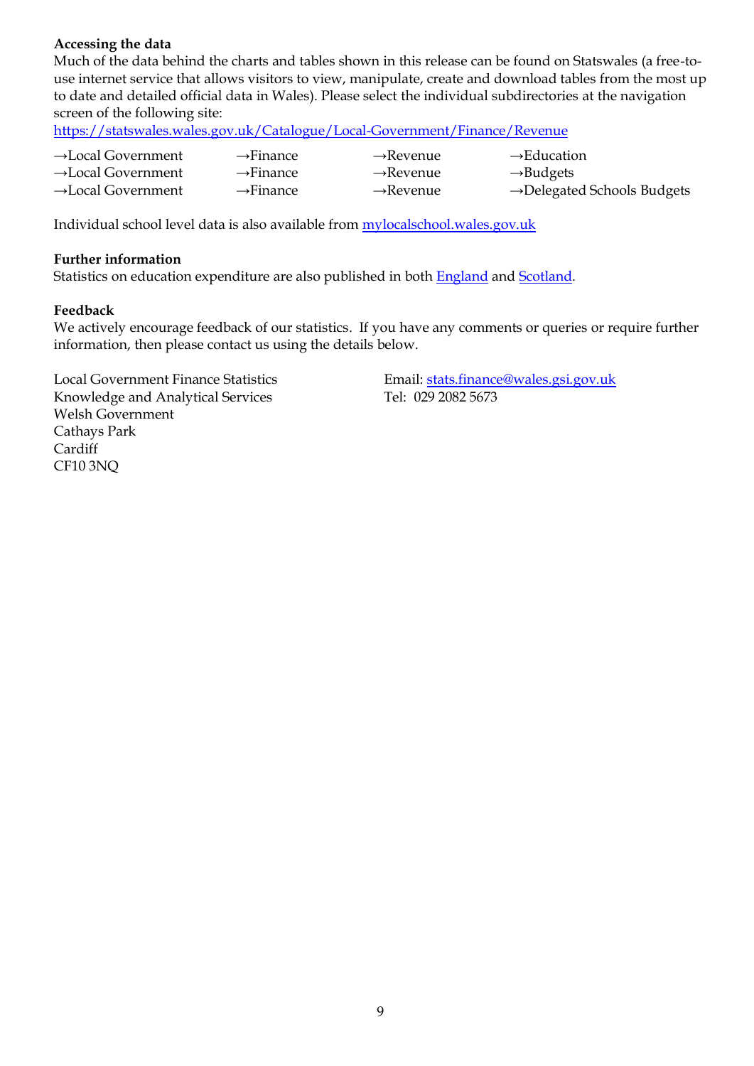**Accessing the data**

Much of the data behind the charts and tables shown in this release can be found on Statswales (a free-to-use internet service that allows visitors to view, manipulate, create and download tables from the most up to date and detailed official data in Wales). Please select the individual subdirectories at the navigation screen of the following site:

https://statswales.wales.gov.uk/Catalogue/Local-Government/Finance/Revenue

| | | | |
|---|---|---|---|
| →Local Government | →Finance | →Revenue | →Education |
| →Local Government | →Finance | →Revenue | →Budgets |
| →Local Government | →Finance | →Revenue | →Delegated Schools Budgets |

Individual school level data is also available from mylocalschool.wales.gov.uk

**Further information**

Statistics on education expenditure are also published in both England and Scotland.

**Feedback**

We actively encourage feedback of our statistics. If you have any comments or queries or require further information, then please contact us using the details below.

Local Government Finance Statistics
Knowledge and Analytical Services
Welsh Government
Cathays Park
Cardiff
CF10 3NQ

Email: stats.finance@wales.gsi.gov.uk
Tel: 029 2082 5673